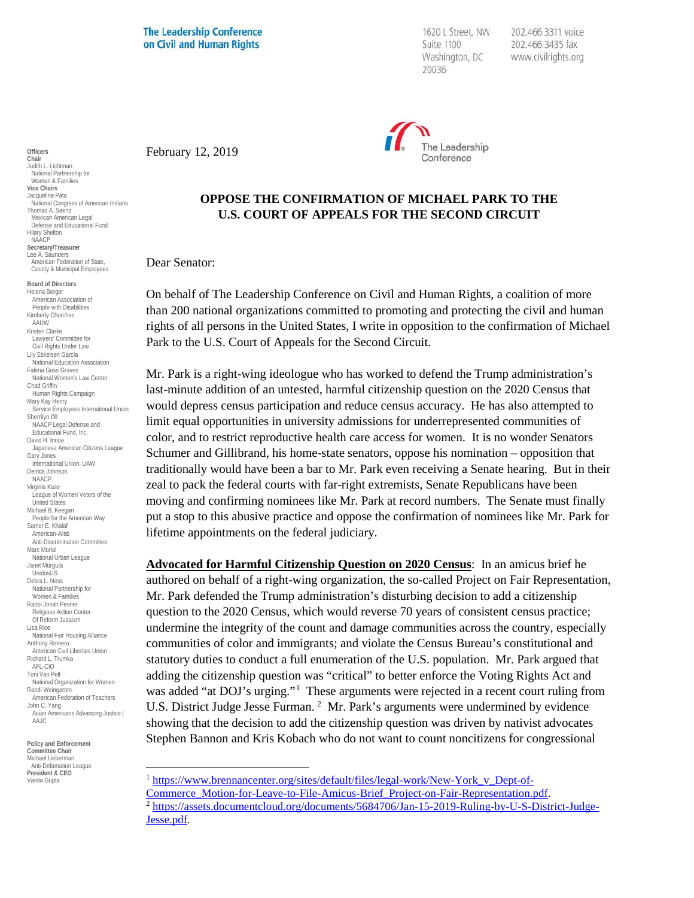The Leadership Conference on Civil and Human Rights

1620 L Street, NW
Suite 1100
Washington, DC
20036

202.466.3311 voice
202.466.3435 fax
www.civilrights.org

**Officers**
**Chair**
Judith L. Lichtman
National Partnership for Women & Families
**Vice Chairs**
Jacqueline Pata
National Congress of American Indians
Thomas A. Saenz
Mexican American Legal Defense and Educational Fund
Hilary Shelton
NAACP
**Secretary/Treasurer**
Lee A. Saunders
American Federation of State, County & Municipal Employees

**Board of Directors**
Helena Berger
American Association of People with Disabilities
Kimberly Churches
AAUW
Kristen Clarke
Lawyers' Committee for Civil Rights Under Law
Lily Eskelsen García
National Education Association
Fatima Goss Graves
National Women's Law Center
Chad Griffin
Human Rights Campaign
Mary Kay Henry
Service Employees International Union
Sherrilyn Ifill
NAACP Legal Defense and Educational Fund, Inc.
David H. Inoue
Japanese American Citizens League
Gary Jones
International Union, UAW
Derrick Johnson
NAACP
Virginia Kase
League of Women Voters of the United States
Michael B. Keegan
People for the American Way
Samer E. Khalaf
American-Arab Anti-Discrimination Committee
Marc Morial
National Urban League
Janet Murguía
UnidosUS
Debra L. Ness
National Partnership for Women & Families
Rabbi Jonah Pesner
Religious Action Center Of Reform Judaism
Lisa Rice
National Fair Housing Alliance
Anthony Romero
American Civil Liberties Union
Richard L. Trumka
AFL-CIO
Toni Van Pelt
National Organization for Women
Randi Weingarten
American Federation of Teachers
John C. Yang
Asian Americans Advancing Justice | AAJC

**Policy and Enforcement Committee Chair**
Michael Lieberman
Anti-Defamation League
**President & CEO**
Vanita Gupta

February 12, 2019

## OPPOSE THE CONFIRMATION OF MICHAEL PARK TO THE U.S. COURT OF APPEALS FOR THE SECOND CIRCUIT

Dear Senator:

On behalf of The Leadership Conference on Civil and Human Rights, a coalition of more than 200 national organizations committed to promoting and protecting the civil and human rights of all persons in the United States, I write in opposition to the confirmation of Michael Park to the U.S. Court of Appeals for the Second Circuit.

Mr. Park is a right-wing ideologue who has worked to defend the Trump administration's last-minute addition of an untested, harmful citizenship question on the 2020 Census that would depress census participation and reduce census accuracy. He has also attempted to limit equal opportunities in university admissions for underrepresented communities of color, and to restrict reproductive health care access for women. It is no wonder Senators Schumer and Gillibrand, his home-state senators, oppose his nomination – opposition that traditionally would have been a bar to Mr. Park even receiving a Senate hearing. But in their zeal to pack the federal courts with far-right extremists, Senate Republicans have been moving and confirming nominees like Mr. Park at record numbers. The Senate must finally put a stop to this abusive practice and oppose the confirmation of nominees like Mr. Park for lifetime appointments on the federal judiciary.

**Advocated for Harmful Citizenship Question on 2020 Census**: In an amicus brief he authored on behalf of a right-wing organization, the so-called Project on Fair Representation, Mr. Park defended the Trump administration's disturbing decision to add a citizenship question to the 2020 Census, which would reverse 70 years of consistent census practice; undermine the integrity of the count and damage communities across the country, especially communities of color and immigrants; and violate the Census Bureau's constitutional and statutory duties to conduct a full enumeration of the U.S. population. Mr. Park argued that adding the citizenship question was "critical" to better enforce the Voting Rights Act and was added "at DOJ's urging."[1] These arguments were rejected in a recent court ruling from U.S. District Judge Jesse Furman.[2] Mr. Park's arguments were undermined by evidence showing that the decision to add the citizenship question was driven by nativist advocates Stephen Bannon and Kris Kobach who do not want to count noncitizens for congressional

[1] https://www.brennancenter.org/sites/default/files/legal-work/New-York_v_Dept-of-Commerce_Motion-for-Leave-to-File-Amicus-Brief_Project-on-Fair-Representation.pdf.
[2] https://assets.documentcloud.org/documents/5684706/Jan-15-2019-Ruling-by-U-S-District-Judge-Jesse.pdf.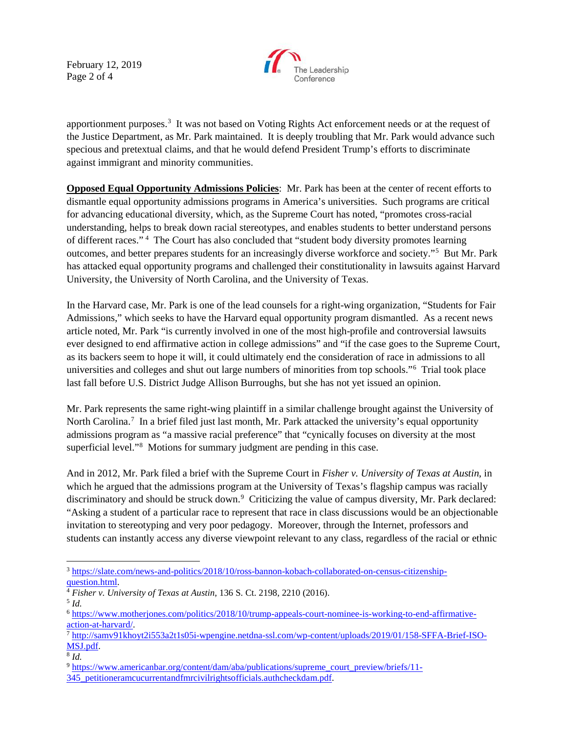apportionment purposes.[3] It was not based on Voting Rights Act enforcement needs or at the request of the Justice Department, as Mr. Park maintained. It is deeply troubling that Mr. Park would advance such specious and pretextual claims, and that he would defend President Trump's efforts to discriminate against immigrant and minority communities.

**Opposed Equal Opportunity Admissions Policies**: Mr. Park has been at the center of recent efforts to dismantle equal opportunity admissions programs in America's universities. Such programs are critical for advancing educational diversity, which, as the Supreme Court has noted, "promotes cross-racial understanding, helps to break down racial stereotypes, and enables students to better understand persons of different races."[4] The Court has also concluded that "student body diversity promotes learning outcomes, and better prepares students for an increasingly diverse workforce and society."[5] But Mr. Park has attacked equal opportunity programs and challenged their constitutionality in lawsuits against Harvard University, the University of North Carolina, and the University of Texas.

In the Harvard case, Mr. Park is one of the lead counsels for a right-wing organization, "Students for Fair Admissions," which seeks to have the Harvard equal opportunity program dismantled. As a recent news article noted, Mr. Park "is currently involved in one of the most high-profile and controversial lawsuits ever designed to end affirmative action in college admissions" and "if the case goes to the Supreme Court, as its backers seem to hope it will, it could ultimately end the consideration of race in admissions to all universities and colleges and shut out large numbers of minorities from top schools."[6] Trial took place last fall before U.S. District Judge Allison Burroughs, but she has not yet issued an opinion.

Mr. Park represents the same right-wing plaintiff in a similar challenge brought against the University of North Carolina.[7] In a brief filed just last month, Mr. Park attacked the university's equal opportunity admissions program as "a massive racial preference" that "cynically focuses on diversity at the most superficial level."[8] Motions for summary judgment are pending in this case.

And in 2012, Mr. Park filed a brief with the Supreme Court in *Fisher v. University of Texas at Austin*, in which he argued that the admissions program at the University of Texas's flagship campus was racially discriminatory and should be struck down.[9] Criticizing the value of campus diversity, Mr. Park declared: "Asking a student of a particular race to represent that race in class discussions would be an objectionable invitation to stereotyping and very poor pedagogy. Moreover, through the Internet, professors and students can instantly access any diverse viewpoint relevant to any class, regardless of the racial or ethnic

---

[3] https://slate.com/news-and-politics/2018/10/ross-bannon-kobach-collaborated-on-census-citizenship-question.html.

[4] *Fisher v. University of Texas at Austin*, 136 S. Ct. 2198, 2210 (2016).

[5] *Id.*

[6] https://www.motherjones.com/politics/2018/10/trump-appeals-court-nominee-is-working-to-end-affirmative-action-at-harvard/.

[7] http://samv91khoyt2i553a2t1s05i-wpengine.netdna-ssl.com/wp-content/uploads/2019/01/158-SFFA-Brief-ISO-MSJ.pdf.

[8] *Id.*

[9] https://www.americanbar.org/content/dam/aba/publications/supreme_court_preview/briefs/11-345_petitioneramcucurrentandfmrcivilrightsofficials.authcheckdam.pdf.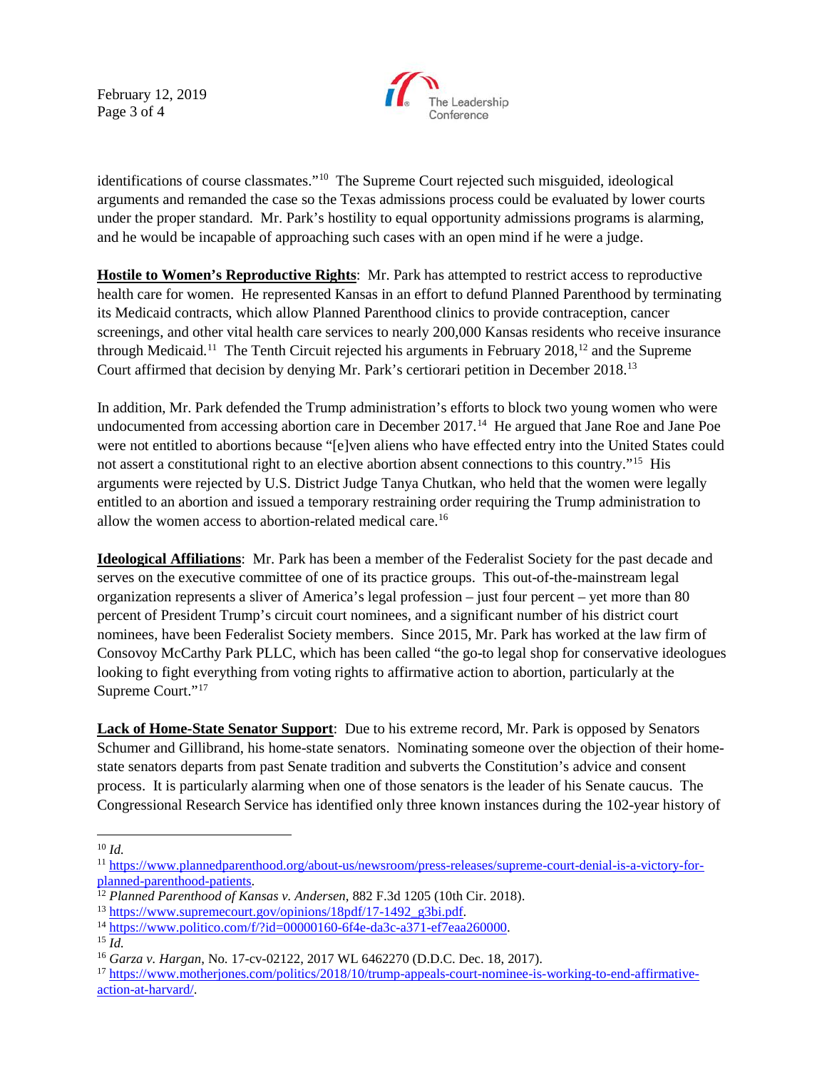identifications of course classmates."[10] The Supreme Court rejected such misguided, ideological arguments and remanded the case so the Texas admissions process could be evaluated by lower courts under the proper standard. Mr. Park's hostility to equal opportunity admissions programs is alarming, and he would be incapable of approaching such cases with an open mind if he were a judge.

**Hostile to Women's Reproductive Rights**: Mr. Park has attempted to restrict access to reproductive health care for women. He represented Kansas in an effort to defund Planned Parenthood by terminating its Medicaid contracts, which allow Planned Parenthood clinics to provide contraception, cancer screenings, and other vital health care services to nearly 200,000 Kansas residents who receive insurance through Medicaid.[11] The Tenth Circuit rejected his arguments in February 2018,[12] and the Supreme Court affirmed that decision by denying Mr. Park's certiorari petition in December 2018.[13]

In addition, Mr. Park defended the Trump administration's efforts to block two young women who were undocumented from accessing abortion care in December 2017.[14] He argued that Jane Roe and Jane Poe were not entitled to abortions because "[e]ven aliens who have effected entry into the United States could not assert a constitutional right to an elective abortion absent connections to this country."[15] His arguments were rejected by U.S. District Judge Tanya Chutkan, who held that the women were legally entitled to an abortion and issued a temporary restraining order requiring the Trump administration to allow the women access to abortion-related medical care.[16]

**Ideological Affiliations**: Mr. Park has been a member of the Federalist Society for the past decade and serves on the executive committee of one of its practice groups. This out-of-the-mainstream legal organization represents a sliver of America's legal profession – just four percent – yet more than 80 percent of President Trump's circuit court nominees, and a significant number of his district court nominees, have been Federalist Society members. Since 2015, Mr. Park has worked at the law firm of Consovoy McCarthy Park PLLC, which has been called "the go-to legal shop for conservative ideologues looking to fight everything from voting rights to affirmative action to abortion, particularly at the Supreme Court."[17]

**Lack of Home-State Senator Support**: Due to his extreme record, Mr. Park is opposed by Senators Schumer and Gillibrand, his home-state senators. Nominating someone over the objection of their home-state senators departs from past Senate tradition and subverts the Constitution's advice and consent process. It is particularly alarming when one of those senators is the leader of his Senate caucus. The Congressional Research Service has identified only three known instances during the 102-year history of

---

[10] *Id.*

[11] https://www.plannedparenthood.org/about-us/newsroom/press-releases/supreme-court-denial-is-a-victory-for-planned-parenthood-patients.

[12] *Planned Parenthood of Kansas v. Andersen*, 882 F.3d 1205 (10th Cir. 2018).

[13] https://www.supremecourt.gov/opinions/18pdf/17-1492_g3bi.pdf.

[14] https://www.politico.com/f/?id=00000160-6f4e-da3c-a371-ef7eaa260000.

[15] *Id.*

[16] *Garza v. Hargan*, No. 17-cv-02122, 2017 WL 6462270 (D.D.C. Dec. 18, 2017).

[17] https://www.motherjones.com/politics/2018/10/trump-appeals-court-nominee-is-working-to-end-affirmative-action-at-harvard/.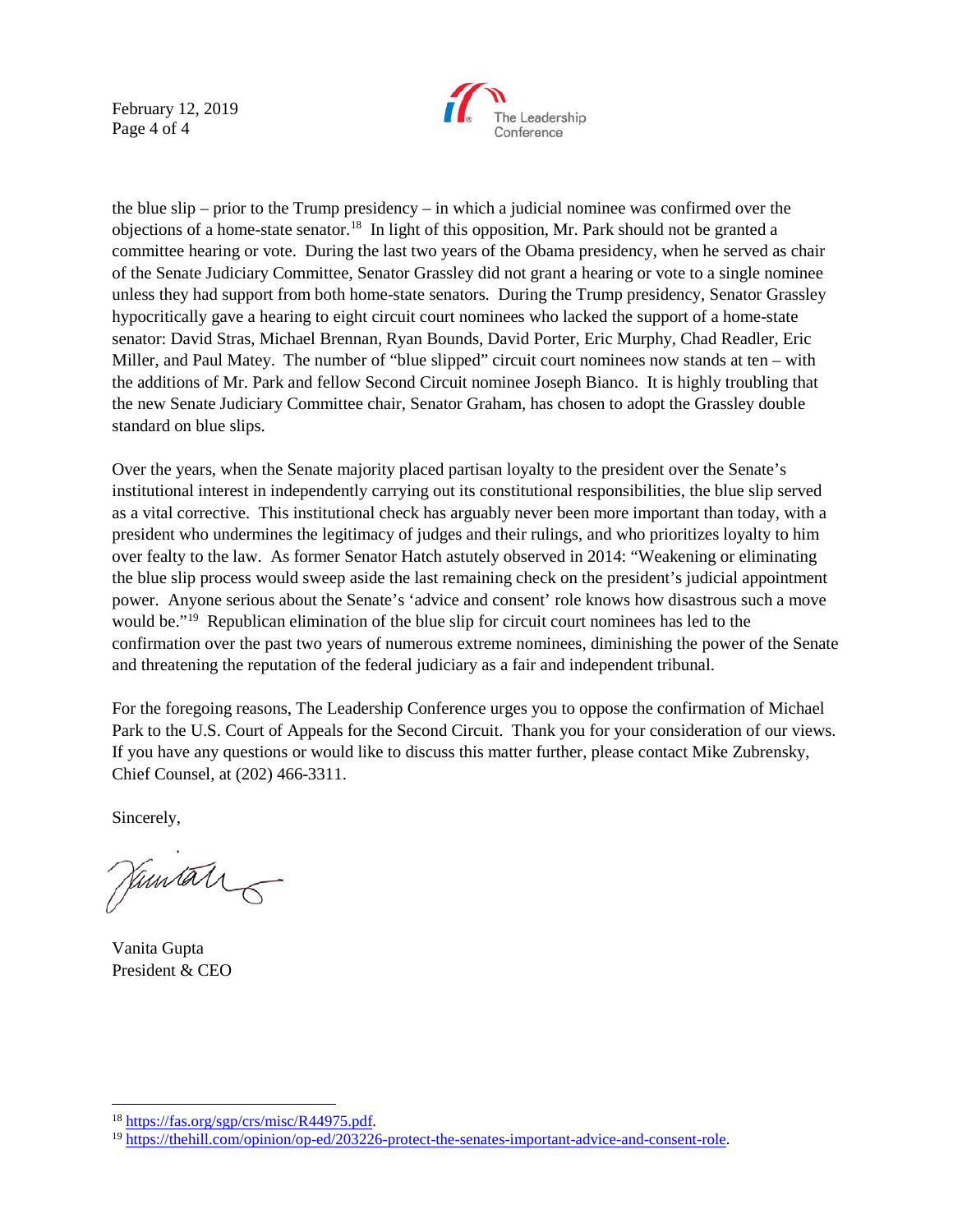the blue slip – prior to the Trump presidency – in which a judicial nominee was confirmed over the objections of a home-state senator.[18] In light of this opposition, Mr. Park should not be granted a committee hearing or vote. During the last two years of the Obama presidency, when he served as chair of the Senate Judiciary Committee, Senator Grassley did not grant a hearing or vote to a single nominee unless they had support from both home-state senators. During the Trump presidency, Senator Grassley hypocritically gave a hearing to eight circuit court nominees who lacked the support of a home-state senator: David Stras, Michael Brennan, Ryan Bounds, David Porter, Eric Murphy, Chad Readler, Eric Miller, and Paul Matey. The number of "blue slipped" circuit court nominees now stands at ten – with the additions of Mr. Park and fellow Second Circuit nominee Joseph Bianco. It is highly troubling that the new Senate Judiciary Committee chair, Senator Graham, has chosen to adopt the Grassley double standard on blue slips.

Over the years, when the Senate majority placed partisan loyalty to the president over the Senate's institutional interest in independently carrying out its constitutional responsibilities, the blue slip served as a vital corrective. This institutional check has arguably never been more important than today, with a president who undermines the legitimacy of judges and their rulings, and who prioritizes loyalty to him over fealty to the law. As former Senator Hatch astutely observed in 2014: "Weakening or eliminating the blue slip process would sweep aside the last remaining check on the president's judicial appointment power. Anyone serious about the Senate's 'advice and consent' role knows how disastrous such a move would be."[19] Republican elimination of the blue slip for circuit court nominees has led to the confirmation over the past two years of numerous extreme nominees, diminishing the power of the Senate and threatening the reputation of the federal judiciary as a fair and independent tribunal.

For the foregoing reasons, The Leadership Conference urges you to oppose the confirmation of Michael Park to the U.S. Court of Appeals for the Second Circuit. Thank you for your consideration of our views. If you have any questions or would like to discuss this matter further, please contact Mike Zubrensky, Chief Counsel, at (202) 466-3311.

Sincerely,

Vanita Gupta
President & CEO

---

[18] https://fas.org/sgp/crs/misc/R44975.pdf.

[19] https://thehill.com/opinion/op-ed/203226-protect-the-senates-important-advice-and-consent-role.